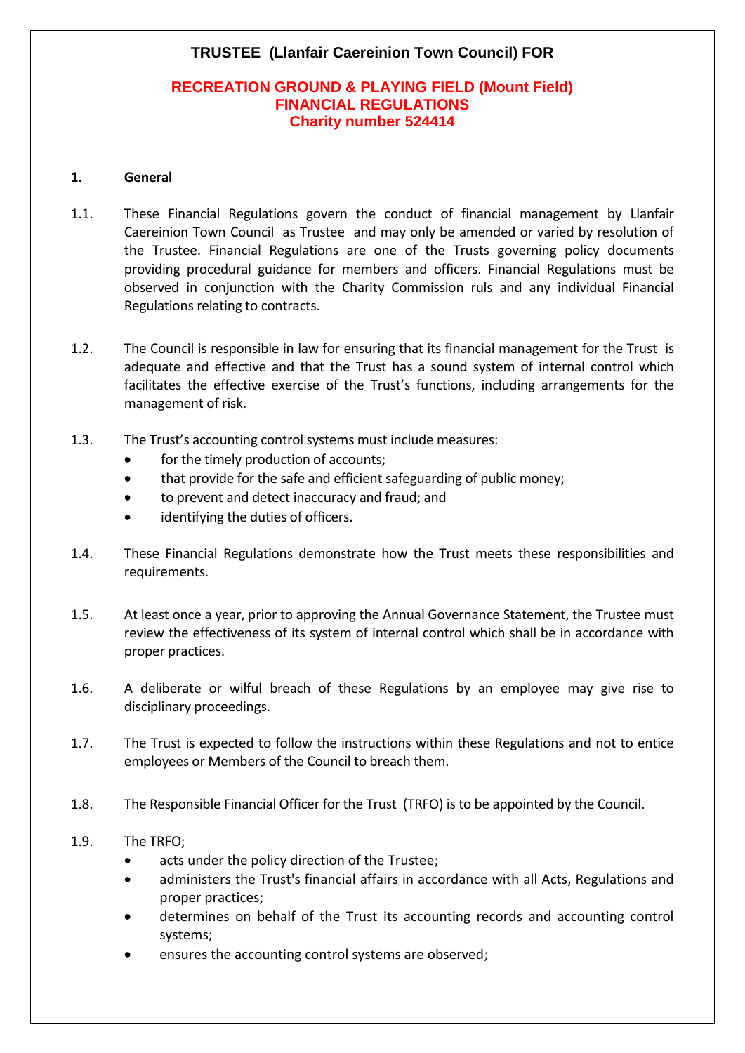# TRUSTEE (Llanfair Caereinion Town Council) FOR

## RECREATION GROUND & PLAYING FIELD (Mount Field)
## FINANCIAL REGULATIONS
## Charity number 524414

**1. General**

1.1. These Financial Regulations govern the conduct of financial management by Llanfair Caereinion Town Council as Trustee and may only be amended or varied by resolution of the Trustee. Financial Regulations are one of the Trusts governing policy documents providing procedural guidance for members and officers. Financial Regulations must be observed in conjunction with the Charity Commission ruls and any individual Financial Regulations relating to contracts.

1.2. The Council is responsible in law for ensuring that its financial management for the Trust is adequate and effective and that the Trust has a sound system of internal control which facilitates the effective exercise of the Trust's functions, including arrangements for the management of risk.

1.3. The Trust's accounting control systems must include measures:

- for the timely production of accounts;
- that provide for the safe and efficient safeguarding of public money;
- to prevent and detect inaccuracy and fraud; and
- identifying the duties of officers.

1.4. These Financial Regulations demonstrate how the Trust meets these responsibilities and requirements.

1.5. At least once a year, prior to approving the Annual Governance Statement, the Trustee must review the effectiveness of its system of internal control which shall be in accordance with proper practices.

1.6. A deliberate or wilful breach of these Regulations by an employee may give rise to disciplinary proceedings.

1.7. The Trust is expected to follow the instructions within these Regulations and not to entice employees or Members of the Council to breach them.

1.8. The Responsible Financial Officer for the Trust (TRFO) is to be appointed by the Council.

1.9. The TRFO;

- acts under the policy direction of the Trustee;
- administers the Trust's financial affairs in accordance with all Acts, Regulations and proper practices;
- determines on behalf of the Trust its accounting records and accounting control systems;
- ensures the accounting control systems are observed;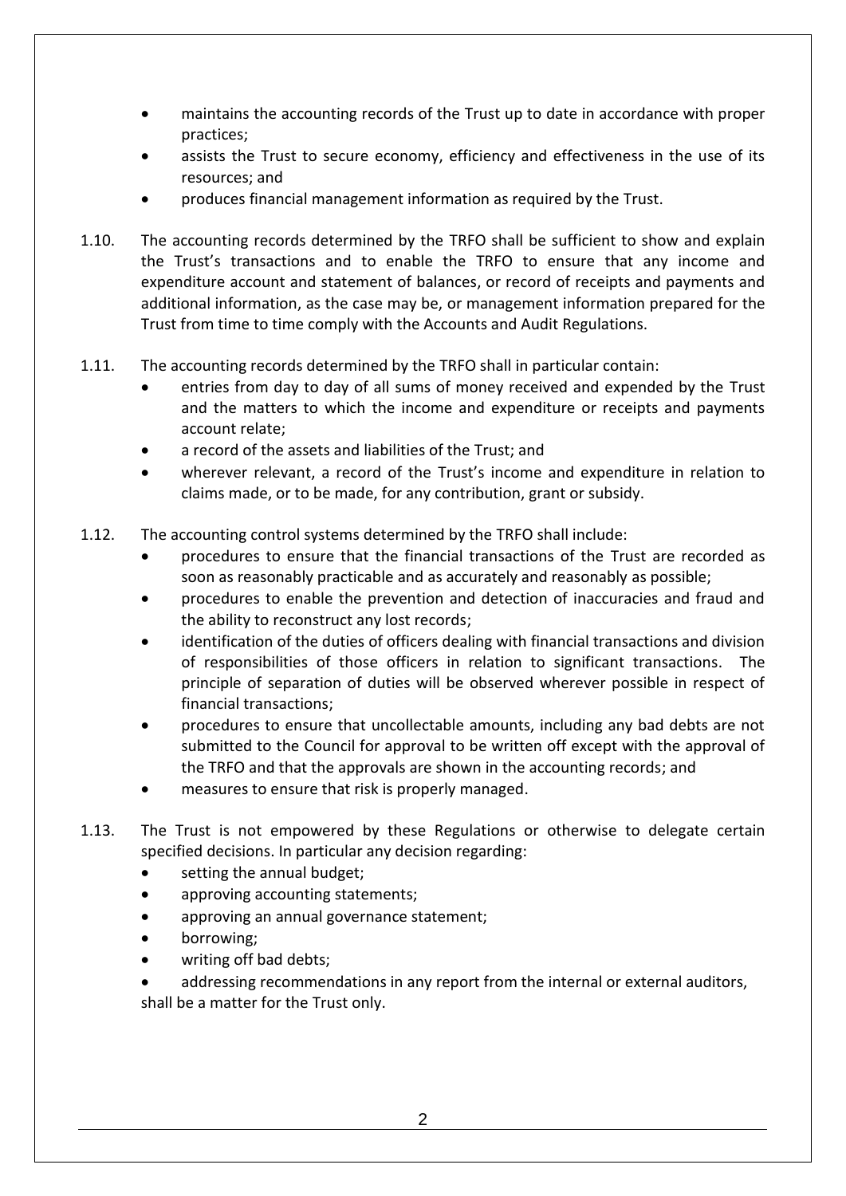- maintains the accounting records of the Trust up to date in accordance with proper practices;
- assists the Trust to secure economy, efficiency and effectiveness in the use of its resources; and
- produces financial management information as required by the Trust.

1.10. The accounting records determined by the TRFO shall be sufficient to show and explain the Trust's transactions and to enable the TRFO to ensure that any income and expenditure account and statement of balances, or record of receipts and payments and additional information, as the case may be, or management information prepared for the Trust from time to time comply with the Accounts and Audit Regulations.

1.11. The accounting records determined by the TRFO shall in particular contain:

- entries from day to day of all sums of money received and expended by the Trust and the matters to which the income and expenditure or receipts and payments account relate;
- a record of the assets and liabilities of the Trust; and
- wherever relevant, a record of the Trust's income and expenditure in relation to claims made, or to be made, for any contribution, grant or subsidy.

1.12. The accounting control systems determined by the TRFO shall include:

- procedures to ensure that the financial transactions of the Trust are recorded as soon as reasonably practicable and as accurately and reasonably as possible;
- procedures to enable the prevention and detection of inaccuracies and fraud and the ability to reconstruct any lost records;
- identification of the duties of officers dealing with financial transactions and division of responsibilities of those officers in relation to significant transactions. The principle of separation of duties will be observed wherever possible in respect of financial transactions;
- procedures to ensure that uncollectable amounts, including any bad debts are not submitted to the Council for approval to be written off except with the approval of the TRFO and that the approvals are shown in the accounting records; and
- measures to ensure that risk is properly managed.

1.13. The Trust is not empowered by these Regulations or otherwise to delegate certain specified decisions. In particular any decision regarding:

- setting the annual budget;
- approving accounting statements;
- approving an annual governance statement;
- borrowing;
- writing off bad debts;
- addressing recommendations in any report from the internal or external auditors,

shall be a matter for the Trust only.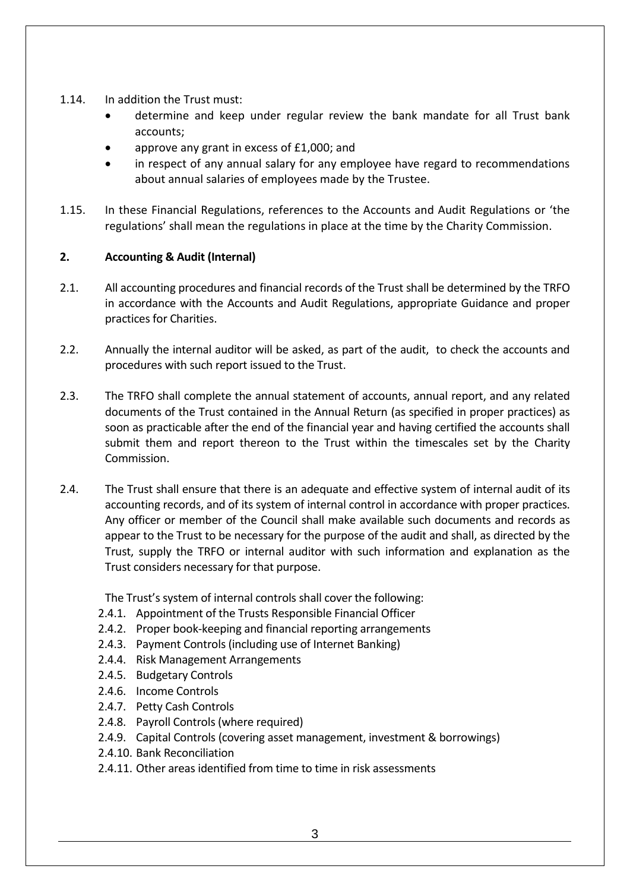1.14. In addition the Trust must:

- determine and keep under regular review the bank mandate for all Trust bank accounts;
- approve any grant in excess of £1,000; and
- in respect of any annual salary for any employee have regard to recommendations about annual salaries of employees made by the Trustee.

1.15. In these Financial Regulations, references to the Accounts and Audit Regulations or 'the regulations' shall mean the regulations in place at the time by the Charity Commission.

## 2. Accounting & Audit (Internal)

2.1. All accounting procedures and financial records of the Trust shall be determined by the TRFO in accordance with the Accounts and Audit Regulations, appropriate Guidance and proper practices for Charities.

2.2. Annually the internal auditor will be asked, as part of the audit, to check the accounts and procedures with such report issued to the Trust.

2.3. The TRFO shall complete the annual statement of accounts, annual report, and any related documents of the Trust contained in the Annual Return (as specified in proper practices) as soon as practicable after the end of the financial year and having certified the accounts shall submit them and report thereon to the Trust within the timescales set by the Charity Commission.

2.4. The Trust shall ensure that there is an adequate and effective system of internal audit of its accounting records, and of its system of internal control in accordance with proper practices. Any officer or member of the Council shall make available such documents and records as appear to the Trust to be necessary for the purpose of the audit and shall, as directed by the Trust, supply the TRFO or internal auditor with such information and explanation as the Trust considers necessary for that purpose.

The Trust's system of internal controls shall cover the following:

2.4.1. Appointment of the Trusts Responsible Financial Officer
2.4.2. Proper book-keeping and financial reporting arrangements
2.4.3. Payment Controls (including use of Internet Banking)
2.4.4. Risk Management Arrangements
2.4.5. Budgetary Controls
2.4.6. Income Controls
2.4.7. Petty Cash Controls
2.4.8. Payroll Controls (where required)
2.4.9. Capital Controls (covering asset management, investment & borrowings)
2.4.10. Bank Reconciliation
2.4.11. Other areas identified from time to time in risk assessments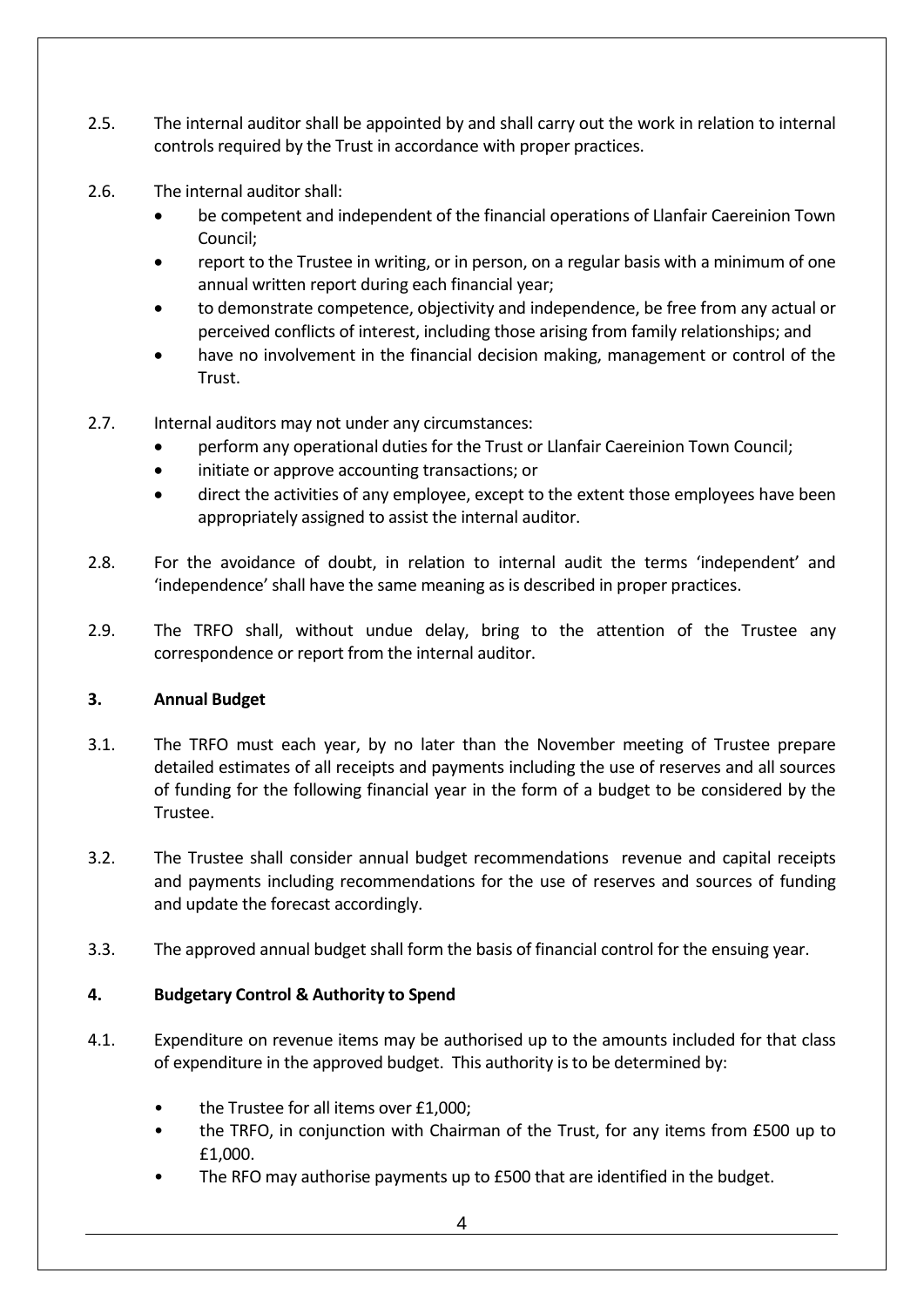2.5. The internal auditor shall be appointed by and shall carry out the work in relation to internal controls required by the Trust in accordance with proper practices.

2.6. The internal auditor shall:

- be competent and independent of the financial operations of Llanfair Caereinion Town Council;
- report to the Trustee in writing, or in person, on a regular basis with a minimum of one annual written report during each financial year;
- to demonstrate competence, objectivity and independence, be free from any actual or perceived conflicts of interest, including those arising from family relationships; and
- have no involvement in the financial decision making, management or control of the Trust.

2.7. Internal auditors may not under any circumstances:

- perform any operational duties for the Trust or Llanfair Caereinion Town Council;
- initiate or approve accounting transactions; or
- direct the activities of any employee, except to the extent those employees have been appropriately assigned to assist the internal auditor.

2.8. For the avoidance of doubt, in relation to internal audit the terms 'independent' and 'independence' shall have the same meaning as is described in proper practices.

2.9. The TRFO shall, without undue delay, bring to the attention of the Trustee any correspondence or report from the internal auditor.

## 3. Annual Budget

3.1. The TRFO must each year, by no later than the November meeting of Trustee prepare detailed estimates of all receipts and payments including the use of reserves and all sources of funding for the following financial year in the form of a budget to be considered by the Trustee.

3.2. The Trustee shall consider annual budget recommendations revenue and capital receipts and payments including recommendations for the use of reserves and sources of funding and update the forecast accordingly.

3.3. The approved annual budget shall form the basis of financial control for the ensuing year.

## 4. Budgetary Control & Authority to Spend

4.1. Expenditure on revenue items may be authorised up to the amounts included for that class of expenditure in the approved budget. This authority is to be determined by:

- the Trustee for all items over £1,000;
- the TRFO, in conjunction with Chairman of the Trust, for any items from £500 up to £1,000.
- The RFO may authorise payments up to £500 that are identified in the budget.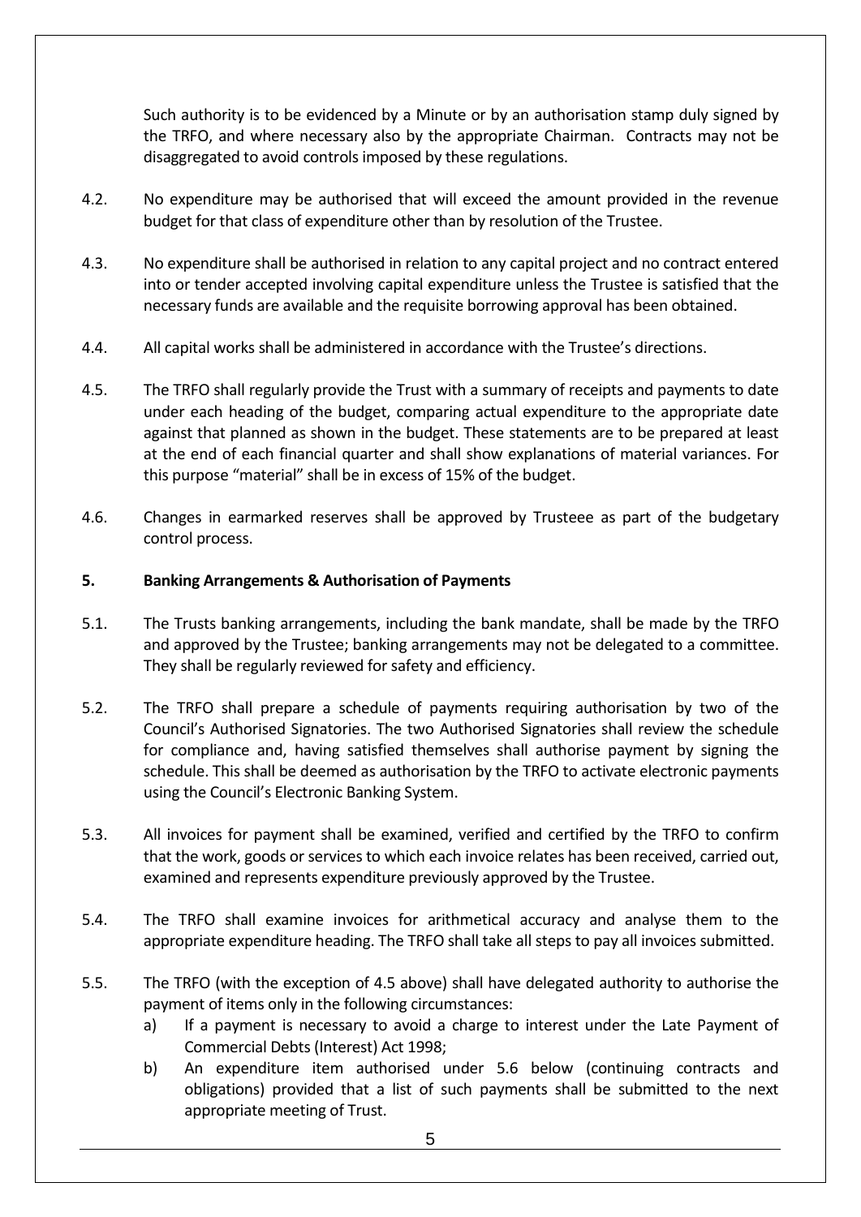Such authority is to be evidenced by a Minute or by an authorisation stamp duly signed by the TRFO, and where necessary also by the appropriate Chairman. Contracts may not be disaggregated to avoid controls imposed by these regulations.

4.2. No expenditure may be authorised that will exceed the amount provided in the revenue budget for that class of expenditure other than by resolution of the Trustee.

4.3. No expenditure shall be authorised in relation to any capital project and no contract entered into or tender accepted involving capital expenditure unless the Trustee is satisfied that the necessary funds are available and the requisite borrowing approval has been obtained.

4.4. All capital works shall be administered in accordance with the Trustee's directions.

4.5. The TRFO shall regularly provide the Trust with a summary of receipts and payments to date under each heading of the budget, comparing actual expenditure to the appropriate date against that planned as shown in the budget. These statements are to be prepared at least at the end of each financial quarter and shall show explanations of material variances. For this purpose "material" shall be in excess of 15% of the budget.

4.6. Changes in earmarked reserves shall be approved by Trusteee as part of the budgetary control process.

## 5. Banking Arrangements & Authorisation of Payments

5.1. The Trusts banking arrangements, including the bank mandate, shall be made by the TRFO and approved by the Trustee; banking arrangements may not be delegated to a committee. They shall be regularly reviewed for safety and efficiency.

5.2. The TRFO shall prepare a schedule of payments requiring authorisation by two of the Council's Authorised Signatories. The two Authorised Signatories shall review the schedule for compliance and, having satisfied themselves shall authorise payment by signing the schedule. This shall be deemed as authorisation by the TRFO to activate electronic payments using the Council's Electronic Banking System.

5.3. All invoices for payment shall be examined, verified and certified by the TRFO to confirm that the work, goods or services to which each invoice relates has been received, carried out, examined and represents expenditure previously approved by the Trustee.

5.4. The TRFO shall examine invoices for arithmetical accuracy and analyse them to the appropriate expenditure heading. The TRFO shall take all steps to pay all invoices submitted.

5.5. The TRFO (with the exception of 4.5 above) shall have delegated authority to authorise the payment of items only in the following circumstances:

a) If a payment is necessary to avoid a charge to interest under the Late Payment of Commercial Debts (Interest) Act 1998;

b) An expenditure item authorised under 5.6 below (continuing contracts and obligations) provided that a list of such payments shall be submitted to the next appropriate meeting of Trust.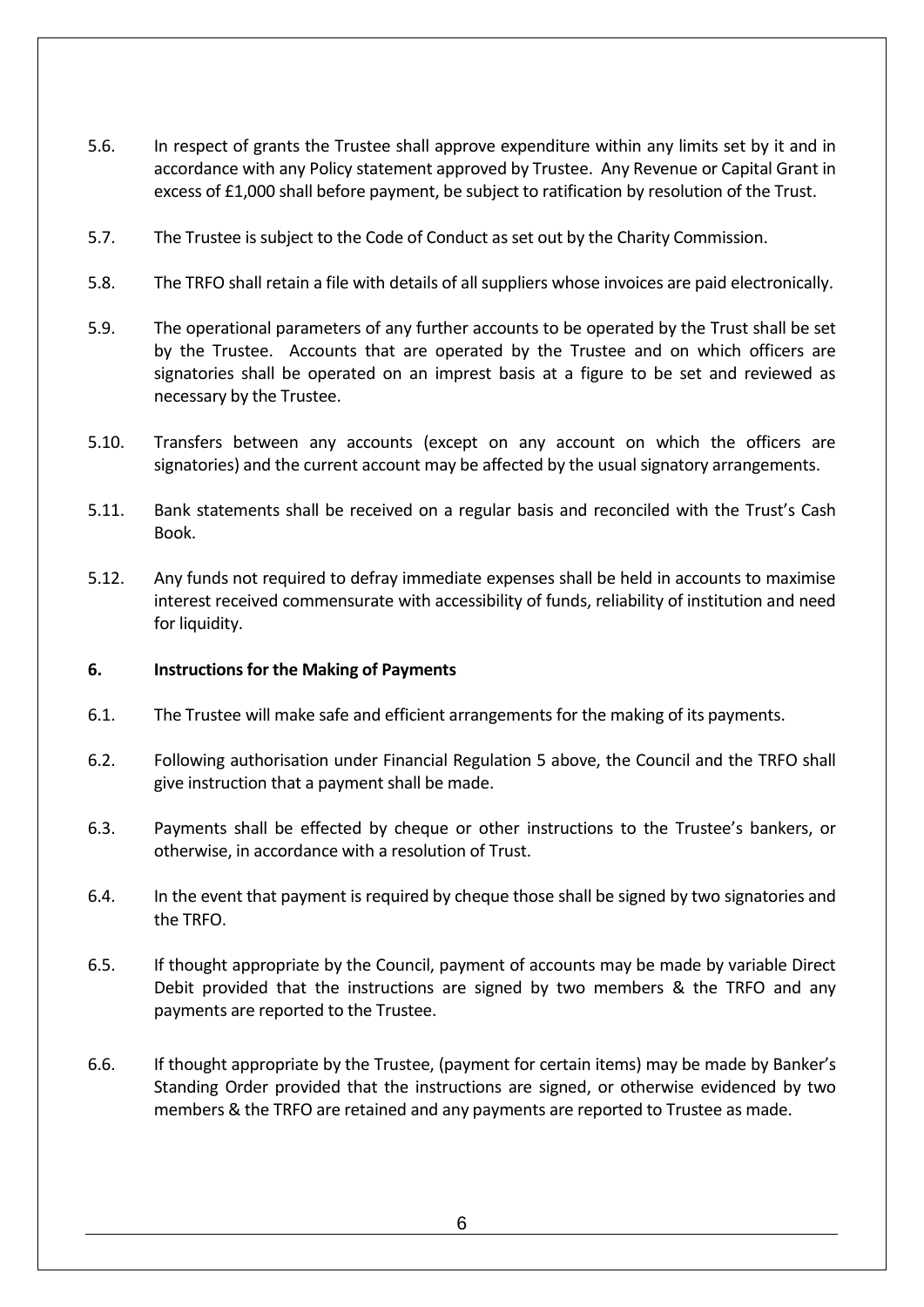5.6. In respect of grants the Trustee shall approve expenditure within any limits set by it and in accordance with any Policy statement approved by Trustee. Any Revenue or Capital Grant in excess of £1,000 shall before payment, be subject to ratification by resolution of the Trust.

5.7. The Trustee is subject to the Code of Conduct as set out by the Charity Commission.

5.8. The TRFO shall retain a file with details of all suppliers whose invoices are paid electronically.

5.9. The operational parameters of any further accounts to be operated by the Trust shall be set by the Trustee. Accounts that are operated by the Trustee and on which officers are signatories shall be operated on an imprest basis at a figure to be set and reviewed as necessary by the Trustee.

5.10. Transfers between any accounts (except on any account on which the officers are signatories) and the current account may be affected by the usual signatory arrangements.

5.11. Bank statements shall be received on a regular basis and reconciled with the Trust's Cash Book.

5.12. Any funds not required to defray immediate expenses shall be held in accounts to maximise interest received commensurate with accessibility of funds, reliability of institution and need for liquidity.

## 6. Instructions for the Making of Payments

6.1. The Trustee will make safe and efficient arrangements for the making of its payments.

6.2. Following authorisation under Financial Regulation 5 above, the Council and the TRFO shall give instruction that a payment shall be made.

6.3. Payments shall be effected by cheque or other instructions to the Trustee's bankers, or otherwise, in accordance with a resolution of Trust.

6.4. In the event that payment is required by cheque those shall be signed by two signatories and the TRFO.

6.5. If thought appropriate by the Council, payment of accounts may be made by variable Direct Debit provided that the instructions are signed by two members & the TRFO and any payments are reported to the Trustee.

6.6. If thought appropriate by the Trustee, (payment for certain items) may be made by Banker's Standing Order provided that the instructions are signed, or otherwise evidenced by two members & the TRFO are retained and any payments are reported to Trustee as made.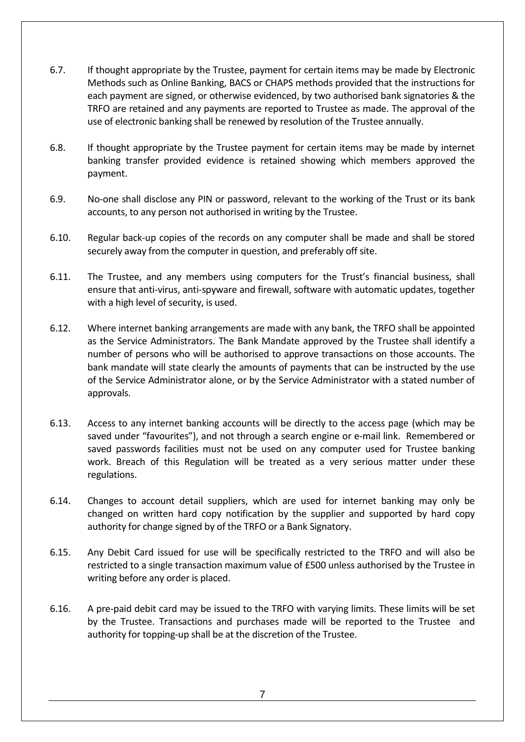6.7. If thought appropriate by the Trustee, payment for certain items may be made by Electronic Methods such as Online Banking, BACS or CHAPS methods provided that the instructions for each payment are signed, or otherwise evidenced, by two authorised bank signatories & the TRFO are retained and any payments are reported to Trustee as made. The approval of the use of electronic banking shall be renewed by resolution of the Trustee annually.

6.8. If thought appropriate by the Trustee payment for certain items may be made by internet banking transfer provided evidence is retained showing which members approved the payment.

6.9. No-one shall disclose any PIN or password, relevant to the working of the Trust or its bank accounts, to any person not authorised in writing by the Trustee.

6.10. Regular back-up copies of the records on any computer shall be made and shall be stored securely away from the computer in question, and preferably off site.

6.11. The Trustee, and any members using computers for the Trust's financial business, shall ensure that anti-virus, anti-spyware and firewall, software with automatic updates, together with a high level of security, is used.

6.12. Where internet banking arrangements are made with any bank, the TRFO shall be appointed as the Service Administrators. The Bank Mandate approved by the Trustee shall identify a number of persons who will be authorised to approve transactions on those accounts. The bank mandate will state clearly the amounts of payments that can be instructed by the use of the Service Administrator alone, or by the Service Administrator with a stated number of approvals.

6.13. Access to any internet banking accounts will be directly to the access page (which may be saved under "favourites"), and not through a search engine or e-mail link. Remembered or saved passwords facilities must not be used on any computer used for Trustee banking work. Breach of this Regulation will be treated as a very serious matter under these regulations.

6.14. Changes to account detail suppliers, which are used for internet banking may only be changed on written hard copy notification by the supplier and supported by hard copy authority for change signed by of the TRFO or a Bank Signatory.

6.15. Any Debit Card issued for use will be specifically restricted to the TRFO and will also be restricted to a single transaction maximum value of £500 unless authorised by the Trustee in writing before any order is placed.

6.16. A pre-paid debit card may be issued to the TRFO with varying limits. These limits will be set by the Trustee. Transactions and purchases made will be reported to the Trustee and authority for topping-up shall be at the discretion of the Trustee.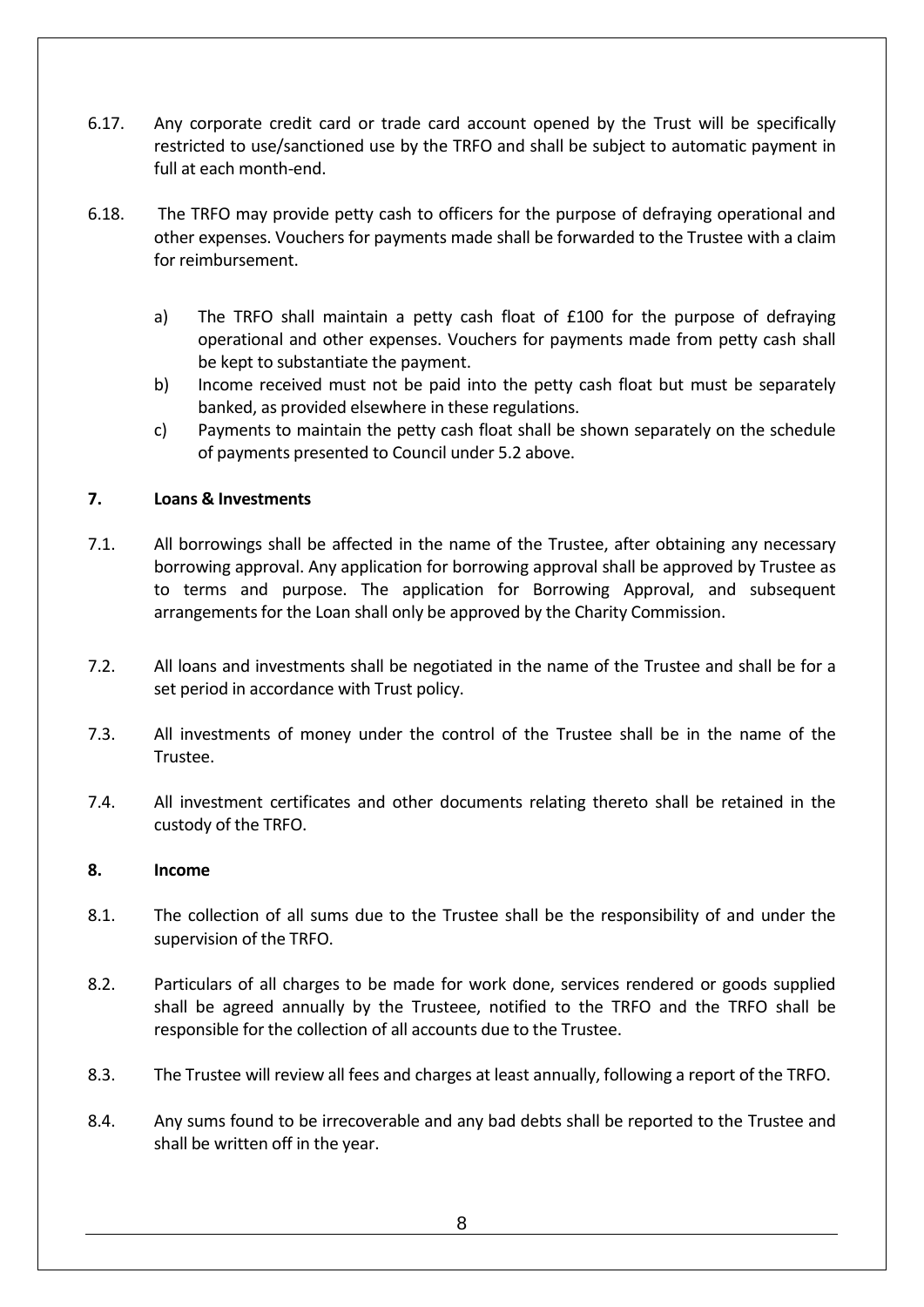6.17. Any corporate credit card or trade card account opened by the Trust will be specifically restricted to use/sanctioned use by the TRFO and shall be subject to automatic payment in full at each month-end.

6.18. The TRFO may provide petty cash to officers for the purpose of defraying operational and other expenses. Vouchers for payments made shall be forwarded to the Trustee with a claim for reimbursement.

a) The TRFO shall maintain a petty cash float of £100 for the purpose of defraying operational and other expenses. Vouchers for payments made from petty cash shall be kept to substantiate the payment.

b) Income received must not be paid into the petty cash float but must be separately banked, as provided elsewhere in these regulations.

c) Payments to maintain the petty cash float shall be shown separately on the schedule of payments presented to Council under 5.2 above.

## 7. Loans & Investments

7.1. All borrowings shall be affected in the name of the Trustee, after obtaining any necessary borrowing approval. Any application for borrowing approval shall be approved by Trustee as to terms and purpose. The application for Borrowing Approval, and subsequent arrangements for the Loan shall only be approved by the Charity Commission.

7.2. All loans and investments shall be negotiated in the name of the Trustee and shall be for a set period in accordance with Trust policy.

7.3. All investments of money under the control of the Trustee shall be in the name of the Trustee.

7.4. All investment certificates and other documents relating thereto shall be retained in the custody of the TRFO.

## 8. Income

8.1. The collection of all sums due to the Trustee shall be the responsibility of and under the supervision of the TRFO.

8.2. Particulars of all charges to be made for work done, services rendered or goods supplied shall be agreed annually by the Trusteee, notified to the TRFO and the TRFO shall be responsible for the collection of all accounts due to the Trustee.

8.3. The Trustee will review all fees and charges at least annually, following a report of the TRFO.

8.4. Any sums found to be irrecoverable and any bad debts shall be reported to the Trustee and shall be written off in the year.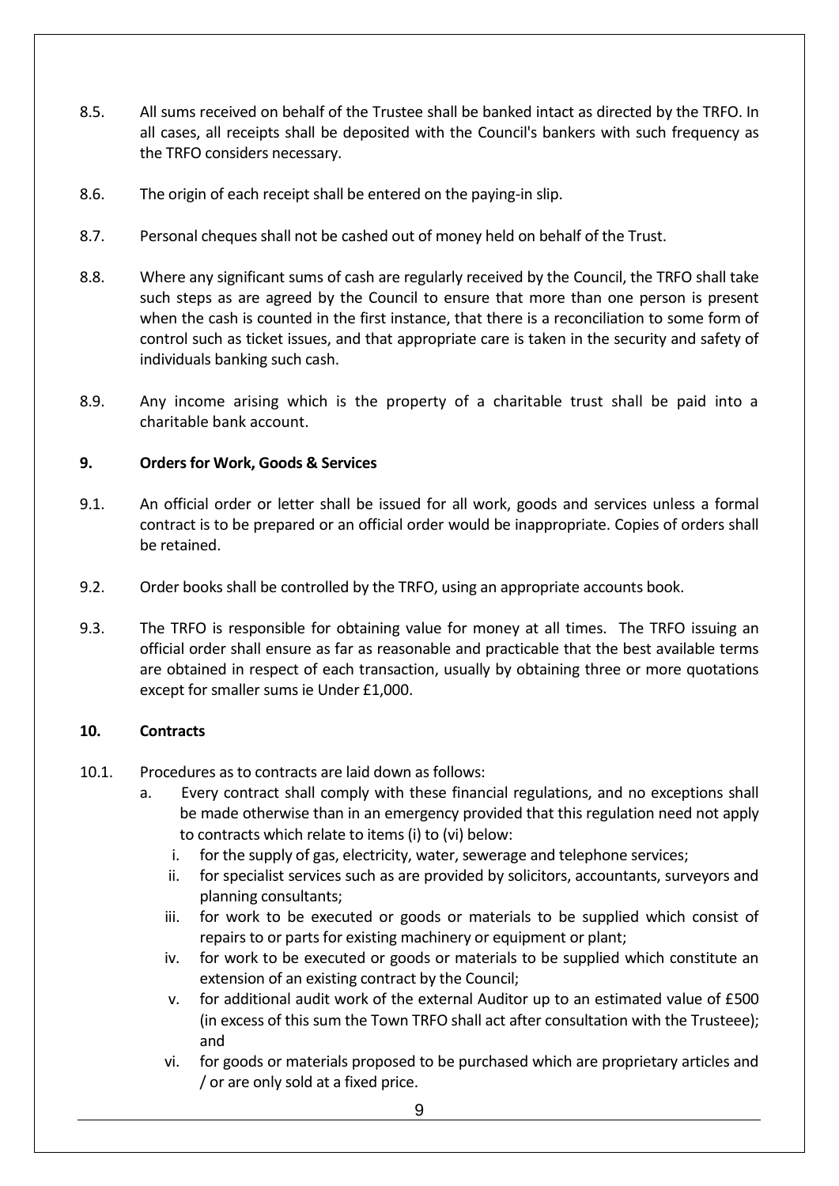8.5. All sums received on behalf of the Trustee shall be banked intact as directed by the TRFO. In all cases, all receipts shall be deposited with the Council's bankers with such frequency as the TRFO considers necessary.

8.6. The origin of each receipt shall be entered on the paying-in slip.

8.7. Personal cheques shall not be cashed out of money held on behalf of the Trust.

8.8. Where any significant sums of cash are regularly received by the Council, the TRFO shall take such steps as are agreed by the Council to ensure that more than one person is present when the cash is counted in the first instance, that there is a reconciliation to some form of control such as ticket issues, and that appropriate care is taken in the security and safety of individuals banking such cash.

8.9. Any income arising which is the property of a charitable trust shall be paid into a charitable bank account.

## 9. Orders for Work, Goods & Services

9.1. An official order or letter shall be issued for all work, goods and services unless a formal contract is to be prepared or an official order would be inappropriate. Copies of orders shall be retained.

9.2. Order books shall be controlled by the TRFO, using an appropriate accounts book.

9.3. The TRFO is responsible for obtaining value for money at all times. The TRFO issuing an official order shall ensure as far as reasonable and practicable that the best available terms are obtained in respect of each transaction, usually by obtaining three or more quotations except for smaller sums ie Under £1,000.

## 10. Contracts

10.1. Procedures as to contracts are laid down as follows:

a. Every contract shall comply with these financial regulations, and no exceptions shall be made otherwise than in an emergency provided that this regulation need not apply to contracts which relate to items (i) to (vi) below:

   i. for the supply of gas, electricity, water, sewerage and telephone services;
   ii. for specialist services such as are provided by solicitors, accountants, surveyors and planning consultants;
   iii. for work to be executed or goods or materials to be supplied which consist of repairs to or parts for existing machinery or equipment or plant;
   iv. for work to be executed or goods or materials to be supplied which constitute an extension of an existing contract by the Council;
   v. for additional audit work of the external Auditor up to an estimated value of £500 (in excess of this sum the Town TRFO shall act after consultation with the Trusteee); and
   vi. for goods or materials proposed to be purchased which are proprietary articles and / or are only sold at a fixed price.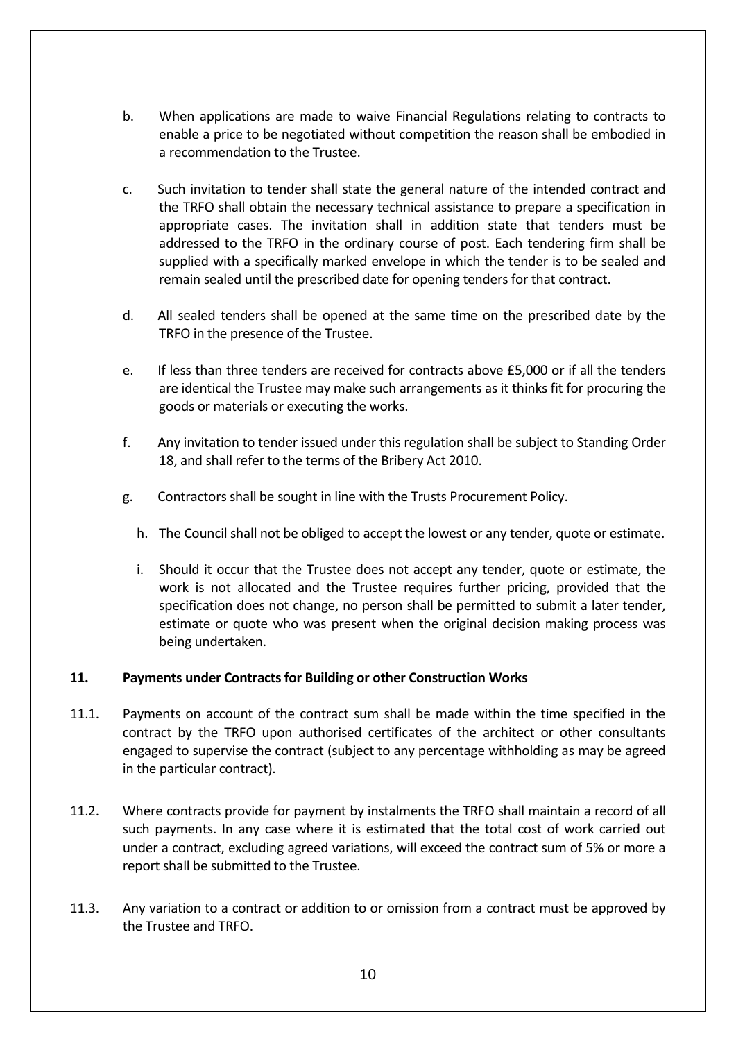b. When applications are made to waive Financial Regulations relating to contracts to enable a price to be negotiated without competition the reason shall be embodied in a recommendation to the Trustee.

c. Such invitation to tender shall state the general nature of the intended contract and the TRFO shall obtain the necessary technical assistance to prepare a specification in appropriate cases. The invitation shall in addition state that tenders must be addressed to the TRFO in the ordinary course of post. Each tendering firm shall be supplied with a specifically marked envelope in which the tender is to be sealed and remain sealed until the prescribed date for opening tenders for that contract.

d. All sealed tenders shall be opened at the same time on the prescribed date by the TRFO in the presence of the Trustee.

e. If less than three tenders are received for contracts above £5,000 or if all the tenders are identical the Trustee may make such arrangements as it thinks fit for procuring the goods or materials or executing the works.

f. Any invitation to tender issued under this regulation shall be subject to Standing Order 18, and shall refer to the terms of the Bribery Act 2010.

g. Contractors shall be sought in line with the Trusts Procurement Policy.

h. The Council shall not be obliged to accept the lowest or any tender, quote or estimate.

i. Should it occur that the Trustee does not accept any tender, quote or estimate, the work is not allocated and the Trustee requires further pricing, provided that the specification does not change, no person shall be permitted to submit a later tender, estimate or quote who was present when the original decision making process was being undertaken.

**11. Payments under Contracts for Building or other Construction Works**

11.1. Payments on account of the contract sum shall be made within the time specified in the contract by the TRFO upon authorised certificates of the architect or other consultants engaged to supervise the contract (subject to any percentage withholding as may be agreed in the particular contract).

11.2. Where contracts provide for payment by instalments the TRFO shall maintain a record of all such payments. In any case where it is estimated that the total cost of work carried out under a contract, excluding agreed variations, will exceed the contract sum of 5% or more a report shall be submitted to the Trustee.

11.3. Any variation to a contract or addition to or omission from a contract must be approved by the Trustee and TRFO.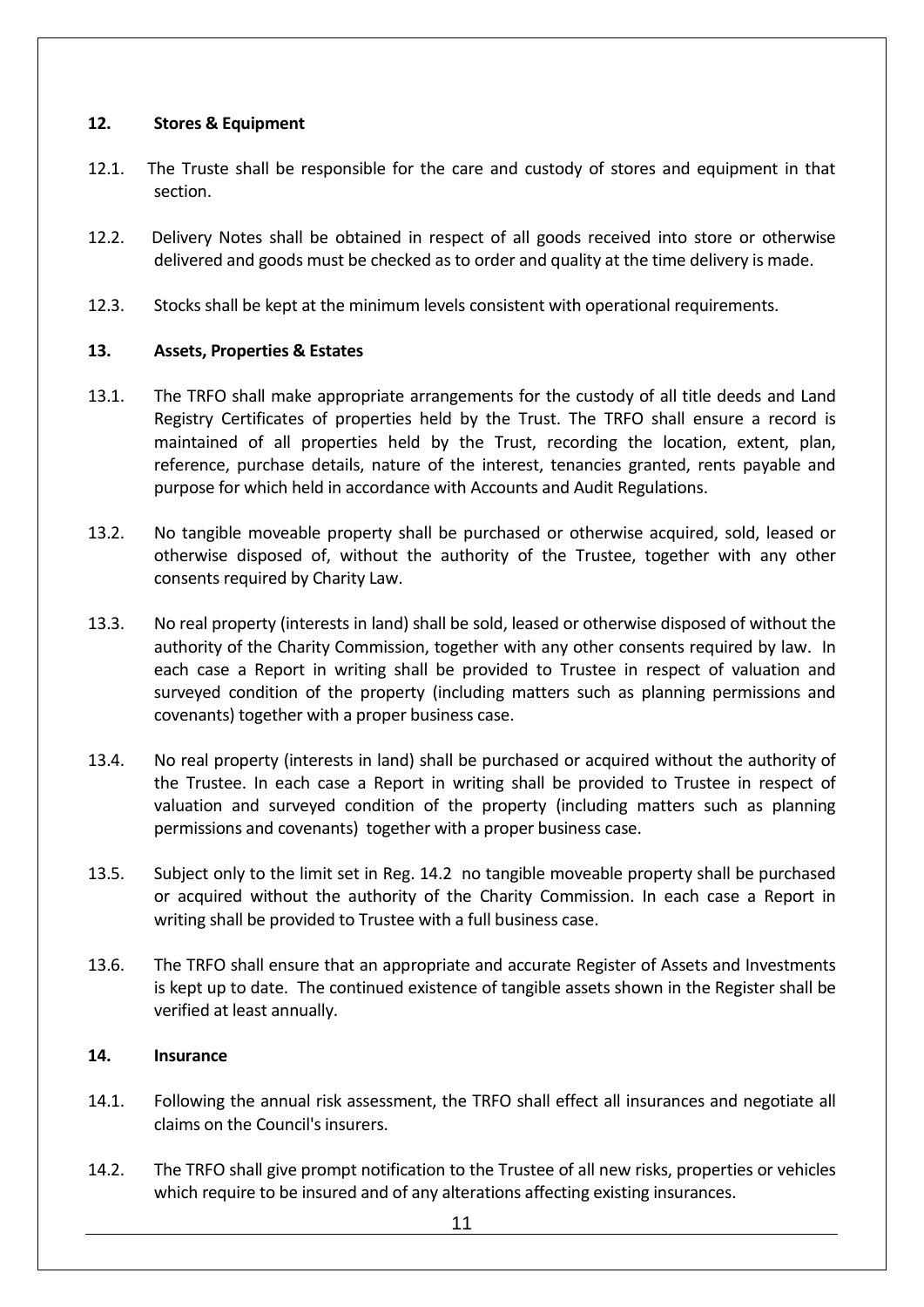## 12. Stores & Equipment

12.1. The Truste shall be responsible for the care and custody of stores and equipment in that section.

12.2. Delivery Notes shall be obtained in respect of all goods received into store or otherwise delivered and goods must be checked as to order and quality at the time delivery is made.

12.3. Stocks shall be kept at the minimum levels consistent with operational requirements.

## 13. Assets, Properties & Estates

13.1. The TRFO shall make appropriate arrangements for the custody of all title deeds and Land Registry Certificates of properties held by the Trust. The TRFO shall ensure a record is maintained of all properties held by the Trust, recording the location, extent, plan, reference, purchase details, nature of the interest, tenancies granted, rents payable and purpose for which held in accordance with Accounts and Audit Regulations.

13.2. No tangible moveable property shall be purchased or otherwise acquired, sold, leased or otherwise disposed of, without the authority of the Trustee, together with any other consents required by Charity Law.

13.3. No real property (interests in land) shall be sold, leased or otherwise disposed of without the authority of the Charity Commission, together with any other consents required by law. In each case a Report in writing shall be provided to Trustee in respect of valuation and surveyed condition of the property (including matters such as planning permissions and covenants) together with a proper business case.

13.4. No real property (interests in land) shall be purchased or acquired without the authority of the Trustee. In each case a Report in writing shall be provided to Trustee in respect of valuation and surveyed condition of the property (including matters such as planning permissions and covenants) together with a proper business case.

13.5. Subject only to the limit set in Reg. 14.2 no tangible moveable property shall be purchased or acquired without the authority of the Charity Commission. In each case a Report in writing shall be provided to Trustee with a full business case.

13.6. The TRFO shall ensure that an appropriate and accurate Register of Assets and Investments is kept up to date. The continued existence of tangible assets shown in the Register shall be verified at least annually.

## 14. Insurance

14.1. Following the annual risk assessment, the TRFO shall effect all insurances and negotiate all claims on the Council's insurers.

14.2. The TRFO shall give prompt notification to the Trustee of all new risks, properties or vehicles which require to be insured and of any alterations affecting existing insurances.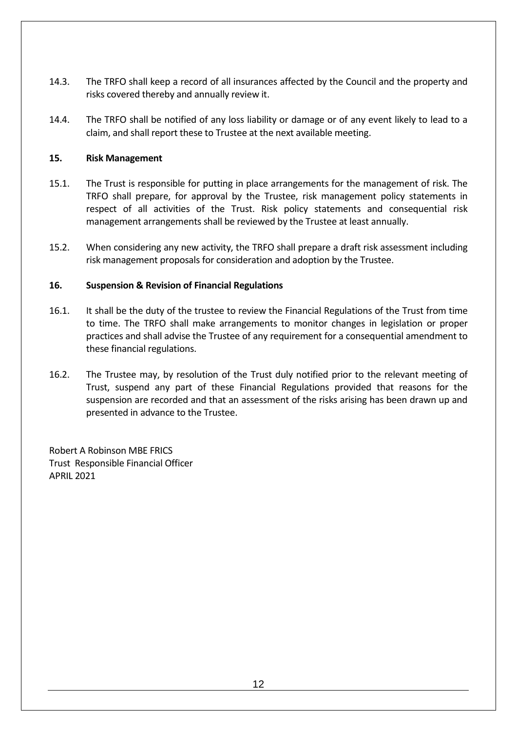14.3. The TRFO shall keep a record of all insurances affected by the Council and the property and risks covered thereby and annually review it.

14.4. The TRFO shall be notified of any loss liability or damage or of any event likely to lead to a claim, and shall report these to Trustee at the next available meeting.

## 15. Risk Management

15.1. The Trust is responsible for putting in place arrangements for the management of risk. The TRFO shall prepare, for approval by the Trustee, risk management policy statements in respect of all activities of the Trust. Risk policy statements and consequential risk management arrangements shall be reviewed by the Trustee at least annually.

15.2. When considering any new activity, the TRFO shall prepare a draft risk assessment including risk management proposals for consideration and adoption by the Trustee.

## 16. Suspension & Revision of Financial Regulations

16.1. It shall be the duty of the trustee to review the Financial Regulations of the Trust from time to time. The TRFO shall make arrangements to monitor changes in legislation or proper practices and shall advise the Trustee of any requirement for a consequential amendment to these financial regulations.

16.2. The Trustee may, by resolution of the Trust duly notified prior to the relevant meeting of Trust, suspend any part of these Financial Regulations provided that reasons for the suspension are recorded and that an assessment of the risks arising has been drawn up and presented in advance to the Trustee.

Robert A Robinson MBE FRICS
Trust Responsible Financial Officer
APRIL 2021